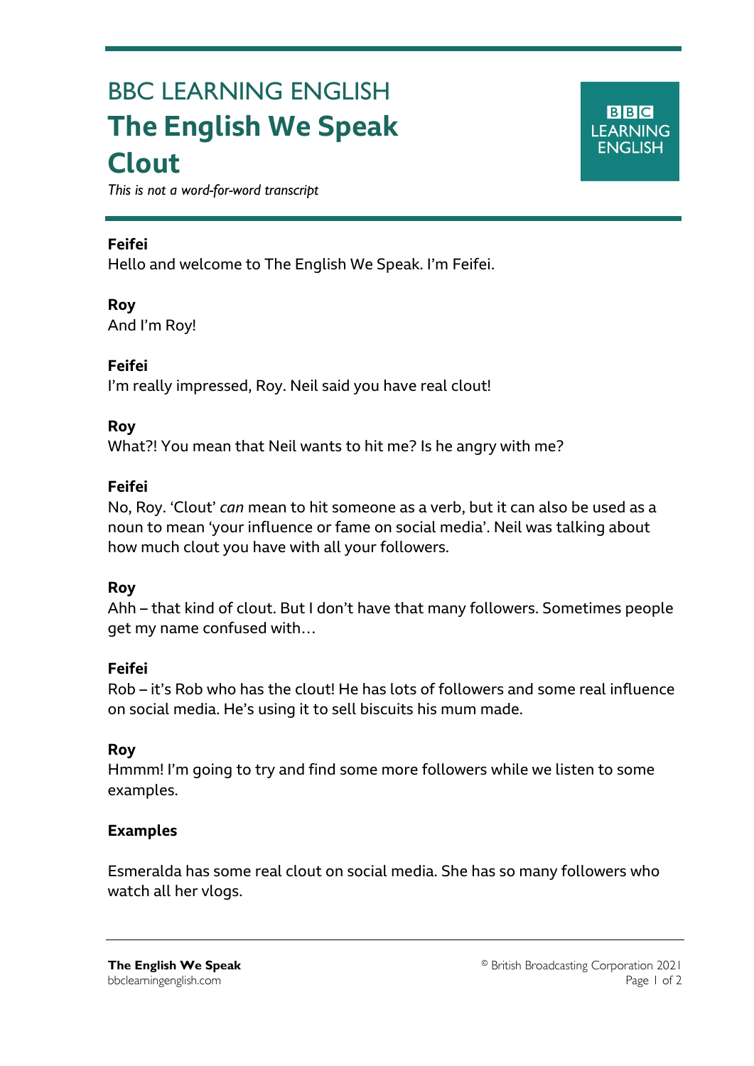# BBC LEARNING ENGLISH

# The English We Speak

# Clout

*This is not a word-for-word transcript*

**Feifei**

Hello and welcome to The English We Speak. I'm Feifei.

**Roy**

And I'm Roy!

**Feifei**

I'm really impressed, Roy. Neil said you have real clout!

**Roy**

What?! You mean that Neil wants to hit me? Is he angry with me?

**Feifei**

No, Roy. 'Clout' *can* mean to hit someone as a verb, but it can also be used as a noun to mean 'your influence or fame on social media'. Neil was talking about how much clout you have with all your followers.

**Roy**

Ahh – that kind of clout. But I don't have that many followers. Sometimes people get my name confused with…

**Feifei**

Rob – it's Rob who has the clout! He has lots of followers and some real influence on social media. He's using it to sell biscuits his mum made.

**Roy**

Hmmm! I'm going to try and find some more followers while we listen to some examples.

**Examples**

Esmeralda has some real clout on social media. She has so many followers who watch all her vlogs.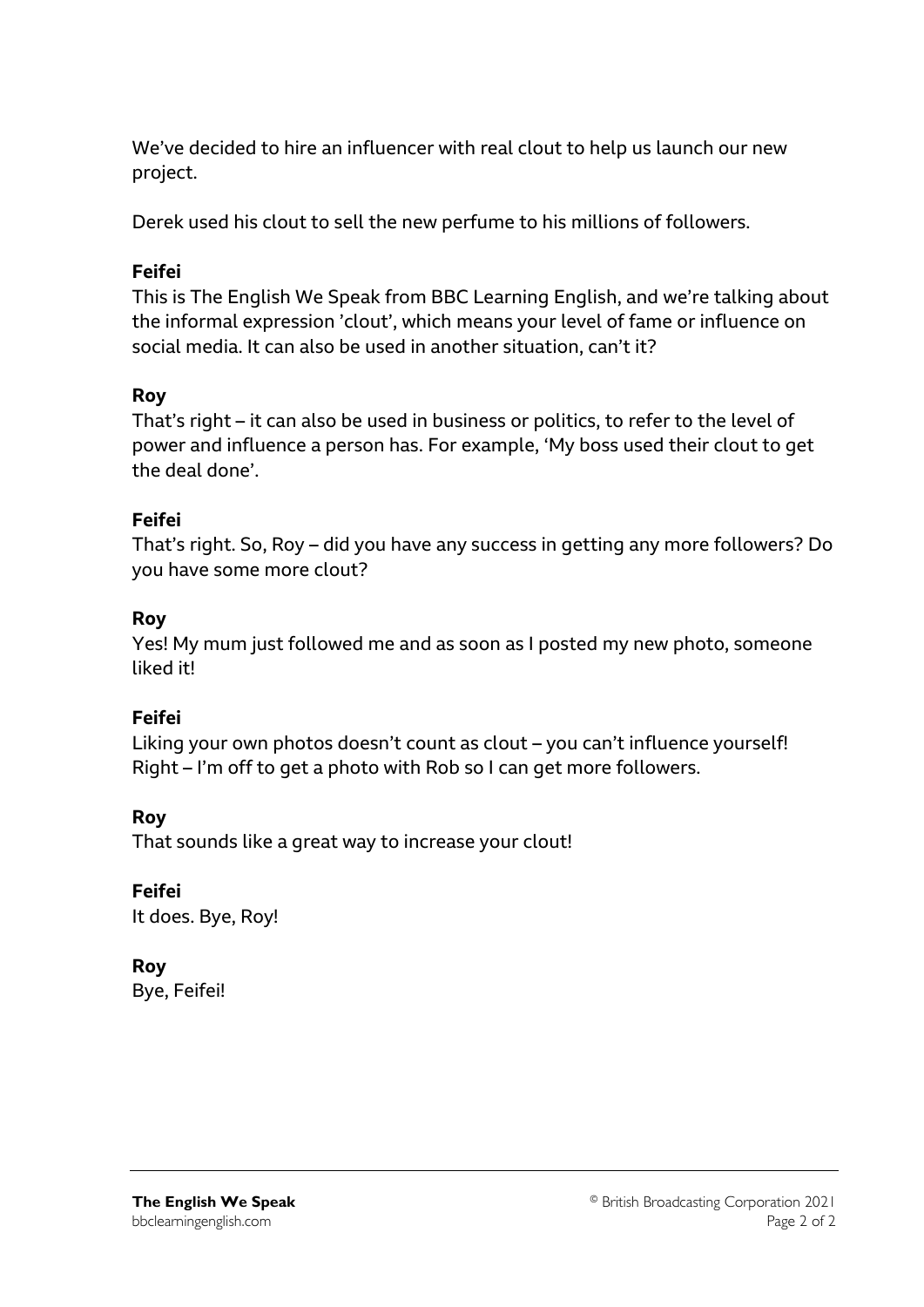We've decided to hire an influencer with real clout to help us launch our new project.

Derek used his clout to sell the new perfume to his millions of followers.

**Feifei**
This is The English We Speak from BBC Learning English, and we're talking about the informal expression 'clout', which means your level of fame or influence on social media. It can also be used in another situation, can't it?

**Roy**
That's right – it can also be used in business or politics, to refer to the level of power and influence a person has. For example, 'My boss used their clout to get the deal done'.

**Feifei**
That's right. So, Roy – did you have any success in getting any more followers? Do you have some more clout?

**Roy**
Yes! My mum just followed me and as soon as I posted my new photo, someone liked it!

**Feifei**
Liking your own photos doesn't count as clout – you can't influence yourself! Right – I'm off to get a photo with Rob so I can get more followers.

**Roy**
That sounds like a great way to increase your clout!

**Feifei**
It does. Bye, Roy!

**Roy**
Bye, Feifei!